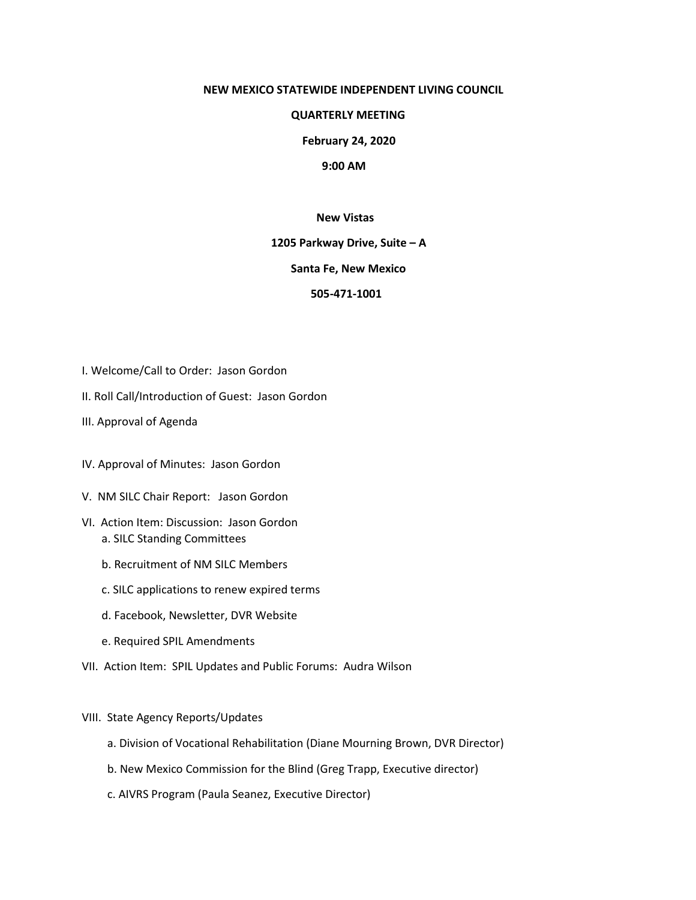**NEW MEXICO STATEWIDE INDEPENDENT LIVING COUNCIL**

**QUARTERLY MEETING**

**February 24, 2020**

**9:00 AM**

**New Vistas**

**1205 Parkway Drive, Suite – A**

**Santa Fe, New Mexico**

**505-471-1001**

I. Welcome/Call to Order: Jason Gordon

II. Roll Call/Introduction of Guest: Jason Gordon

III. Approval of Agenda

IV. Approval of Minutes: Jason Gordon

V. NM SILC Chair Report: Jason Gordon

VI. Action Item: Discussion: Jason Gordon

- a. SILC Standing Committees
- b. Recruitment of NM SILC Members
- c. SILC applications to renew expired terms
- d. Facebook, Newsletter, DVR Website
- e. Required SPIL Amendments

VII. Action Item: SPIL Updates and Public Forums: Audra Wilson

VIII. State Agency Reports/Updates

- a. Division of Vocational Rehabilitation (Diane Mourning Brown, DVR Director)
- b. New Mexico Commission for the Blind (Greg Trapp, Executive director)
- c. AIVRS Program (Paula Seanez, Executive Director)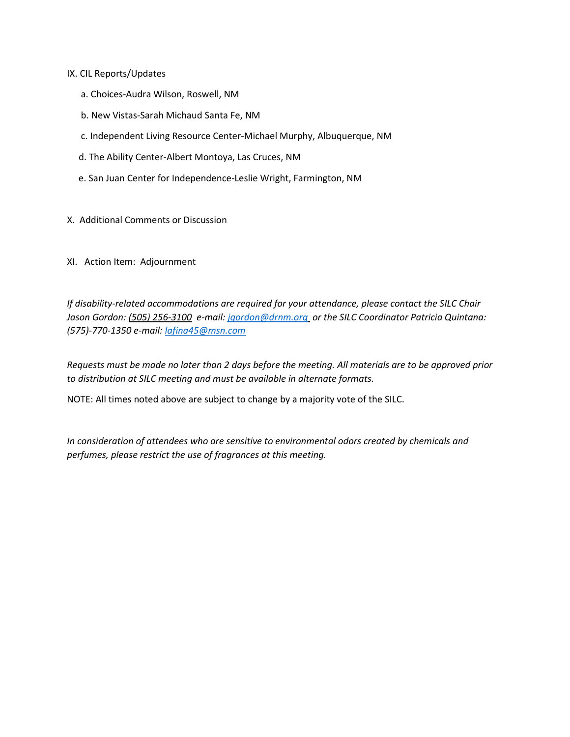IX. CIL Reports/Updates

a. Choices-Audra Wilson, Roswell, NM

b. New Vistas-Sarah Michaud Santa Fe, NM

c. Independent Living Resource Center-Michael Murphy, Albuquerque, NM

d. The Ability Center-Albert Montoya, Las Cruces, NM

e. San Juan Center for Independence-Leslie Wright, Farmington, NM

X. Additional Comments or Discussion

XI. Action Item: Adjournment

*If disability-related accommodations are required for your attendance, please contact the SILC Chair Jason Gordon: (505) 256-3100 e-mail: jgordon@drnm.org or the SILC Coordinator Patricia Quintana: (575)-770-1350 e-mail: lafina45@msn.com*

*Requests must be made no later than 2 days before the meeting. All materials are to be approved prior to distribution at SILC meeting and must be available in alternate formats.*

NOTE: All times noted above are subject to change by a majority vote of the SILC.

*In consideration of attendees who are sensitive to environmental odors created by chemicals and perfumes, please restrict the use of fragrances at this meeting.*